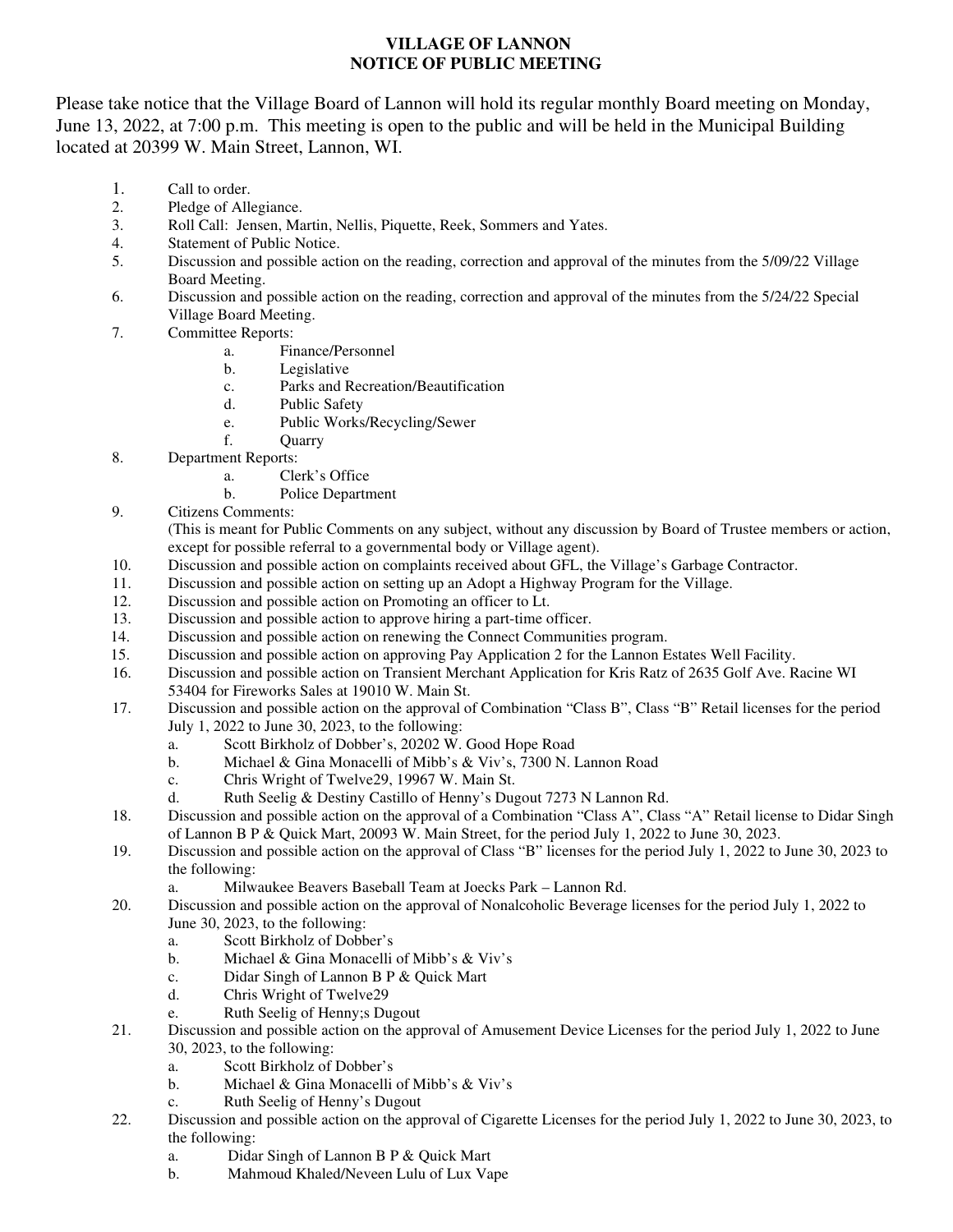# VILLAGE OF LANNON
# NOTICE OF PUBLIC MEETING

Please take notice that the Village Board of Lannon will hold its regular monthly Board meeting on Monday, June 13, 2022, at 7:00 p.m. This meeting is open to the public and will be held in the Municipal Building located at 20399 W. Main Street, Lannon, WI.

1. Call to order.
2. Pledge of Allegiance.
3. Roll Call: Jensen, Martin, Nellis, Piquette, Reek, Sommers and Yates.
4. Statement of Public Notice.
5. Discussion and possible action on the reading, correction and approval of the minutes from the 5/09/22 Village Board Meeting.
6. Discussion and possible action on the reading, correction and approval of the minutes from the 5/24/22 Special Village Board Meeting.
7. Committee Reports:
   a. Finance/Personnel
   b. Legislative
   c. Parks and Recreation/Beautification
   d. Public Safety
   e. Public Works/Recycling/Sewer
   f. Quarry
8. Department Reports:
   a. Clerk's Office
   b. Police Department
9. Citizens Comments:
   (This is meant for Public Comments on any subject, without any discussion by Board of Trustee members or action, except for possible referral to a governmental body or Village agent).
10. Discussion and possible action on complaints received about GFL, the Village's Garbage Contractor.
11. Discussion and possible action on setting up an Adopt a Highway Program for the Village.
12. Discussion and possible action on Promoting an officer to Lt.
13. Discussion and possible action to approve hiring a part-time officer.
14. Discussion and possible action on renewing the Connect Communities program.
15. Discussion and possible action on approving Pay Application 2 for the Lannon Estates Well Facility.
16. Discussion and possible action on Transient Merchant Application for Kris Ratz of 2635 Golf Ave. Racine WI 53404 for Fireworks Sales at 19010 W. Main St.
17. Discussion and possible action on the approval of Combination "Class B", Class "B" Retail licenses for the period July 1, 2022 to June 30, 2023, to the following:
    a. Scott Birkholz of Dobber's, 20202 W. Good Hope Road
    b. Michael & Gina Monacelli of Mibb's & Viv's, 7300 N. Lannon Road
    c. Chris Wright of Twelve29, 19967 W. Main St.
    d. Ruth Seelig & Destiny Castillo of Henny's Dugout 7273 N Lannon Rd.
18. Discussion and possible action on the approval of a Combination "Class A", Class "A" Retail license to Didar Singh of Lannon B P & Quick Mart, 20093 W. Main Street, for the period July 1, 2022 to June 30, 2023.
19. Discussion and possible action on the approval of Class "B" licenses for the period July 1, 2022 to June 30, 2023 to the following:
    a. Milwaukee Beavers Baseball Team at Joecks Park – Lannon Rd.
20. Discussion and possible action on the approval of Nonalcoholic Beverage licenses for the period July 1, 2022 to June 30, 2023, to the following:
    a. Scott Birkholz of Dobber's
    b. Michael & Gina Monacelli of Mibb's & Viv's
    c. Didar Singh of Lannon B P & Quick Mart
    d. Chris Wright of Twelve29
    e. Ruth Seelig of Henny;s Dugout
21. Discussion and possible action on the approval of Amusement Device Licenses for the period July 1, 2022 to June 30, 2023, to the following:
    a. Scott Birkholz of Dobber's
    b. Michael & Gina Monacelli of Mibb's & Viv's
    c. Ruth Seelig of Henny's Dugout
22. Discussion and possible action on the approval of Cigarette Licenses for the period July 1, 2022 to June 30, 2023, to the following:
    a. Didar Singh of Lannon B P & Quick Mart
    b. Mahmoud Khaled/Neveen Lulu of Lux Vape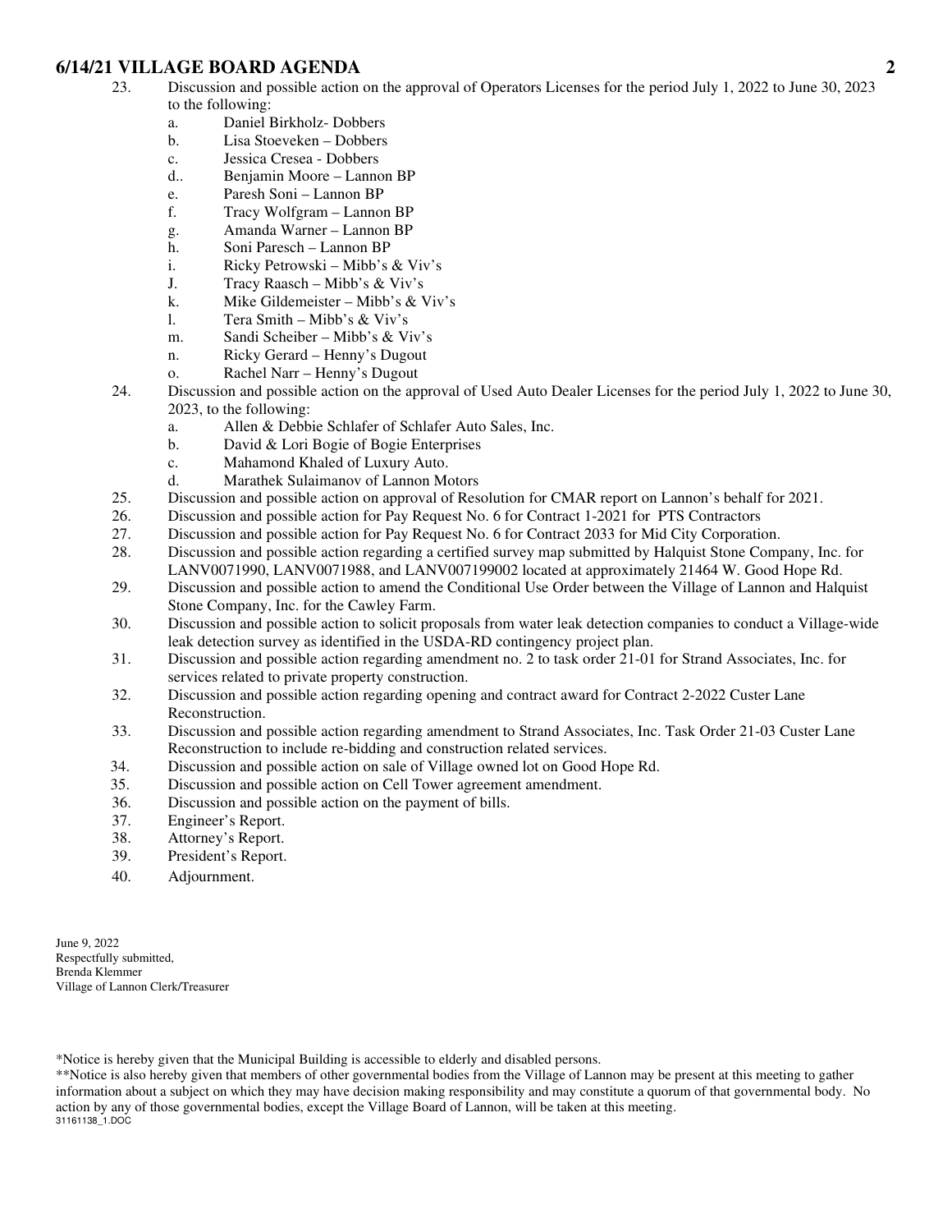23. Discussion and possible action on the approval of Operators Licenses for the period July 1, 2022 to June 30, 2023 to the following:
    - a. Daniel Birkholz- Dobbers
    - b. Lisa Stoeveken – Dobbers
    - c. Jessica Cresea - Dobbers
    - d.. Benjamin Moore – Lannon BP
    - e. Paresh Soni – Lannon BP
    - f. Tracy Wolfgram – Lannon BP
    - g. Amanda Warner – Lannon BP
    - h. Soni Paresch – Lannon BP
    - i. Ricky Petrowski – Mibb's & Viv's
    - J. Tracy Raasch – Mibb's & Viv's
    - k. Mike Gildemeister – Mibb's & Viv's
    - l. Tera Smith – Mibb's & Viv's
    - m. Sandi Scheiber – Mibb's & Viv's
    - n. Ricky Gerard – Henny's Dugout
    - o. Rachel Narr – Henny's Dugout
24. Discussion and possible action on the approval of Used Auto Dealer Licenses for the period July 1, 2022 to June 30, 2023, to the following:
    - a. Allen & Debbie Schlafer of Schlafer Auto Sales, Inc.
    - b. David & Lori Bogie of Bogie Enterprises
    - c. Mahamond Khaled of Luxury Auto.
    - d. Marathek Sulaimanov of Lannon Motors
25. Discussion and possible action on approval of Resolution for CMAR report on Lannon's behalf for 2021.
26. Discussion and possible action for Pay Request No. 6 for Contract 1-2021 for PTS Contractors
27. Discussion and possible action for Pay Request No. 6 for Contract 2033 for Mid City Corporation.
28. Discussion and possible action regarding a certified survey map submitted by Halquist Stone Company, Inc. for LANV0071990, LANV0071988, and LANV007199002 located at approximately 21464 W. Good Hope Rd.
29. Discussion and possible action to amend the Conditional Use Order between the Village of Lannon and Halquist Stone Company, Inc. for the Cawley Farm.
30. Discussion and possible action to solicit proposals from water leak detection companies to conduct a Village-wide leak detection survey as identified in the USDA-RD contingency project plan.
31. Discussion and possible action regarding amendment no. 2 to task order 21-01 for Strand Associates, Inc. for services related to private property construction.
32. Discussion and possible action regarding opening and contract award for Contract 2-2022 Custer Lane Reconstruction.
33. Discussion and possible action regarding amendment to Strand Associates, Inc. Task Order 21-03 Custer Lane Reconstruction to include re-bidding and construction related services.
34. Discussion and possible action on sale of Village owned lot on Good Hope Rd.
35. Discussion and possible action on Cell Tower agreement amendment.
36. Discussion and possible action on the payment of bills.
37. Engineer's Report.
38. Attorney's Report.
39. President's Report.
40. Adjournment.

June 9, 2022
Respectfully submitted,
Brenda Klemmer
Village of Lannon Clerk/Treasurer

*Notice is hereby given that the Municipal Building is accessible to elderly and disabled persons.
**Notice is also hereby given that members of other governmental bodies from the Village of Lannon may be present at this meeting to gather information about a subject on which they may have decision making responsibility and may constitute a quorum of that governmental body. No action by any of those governmental bodies, except the Village Board of Lannon, will be taken at this meeting.
31161138_1.DOC